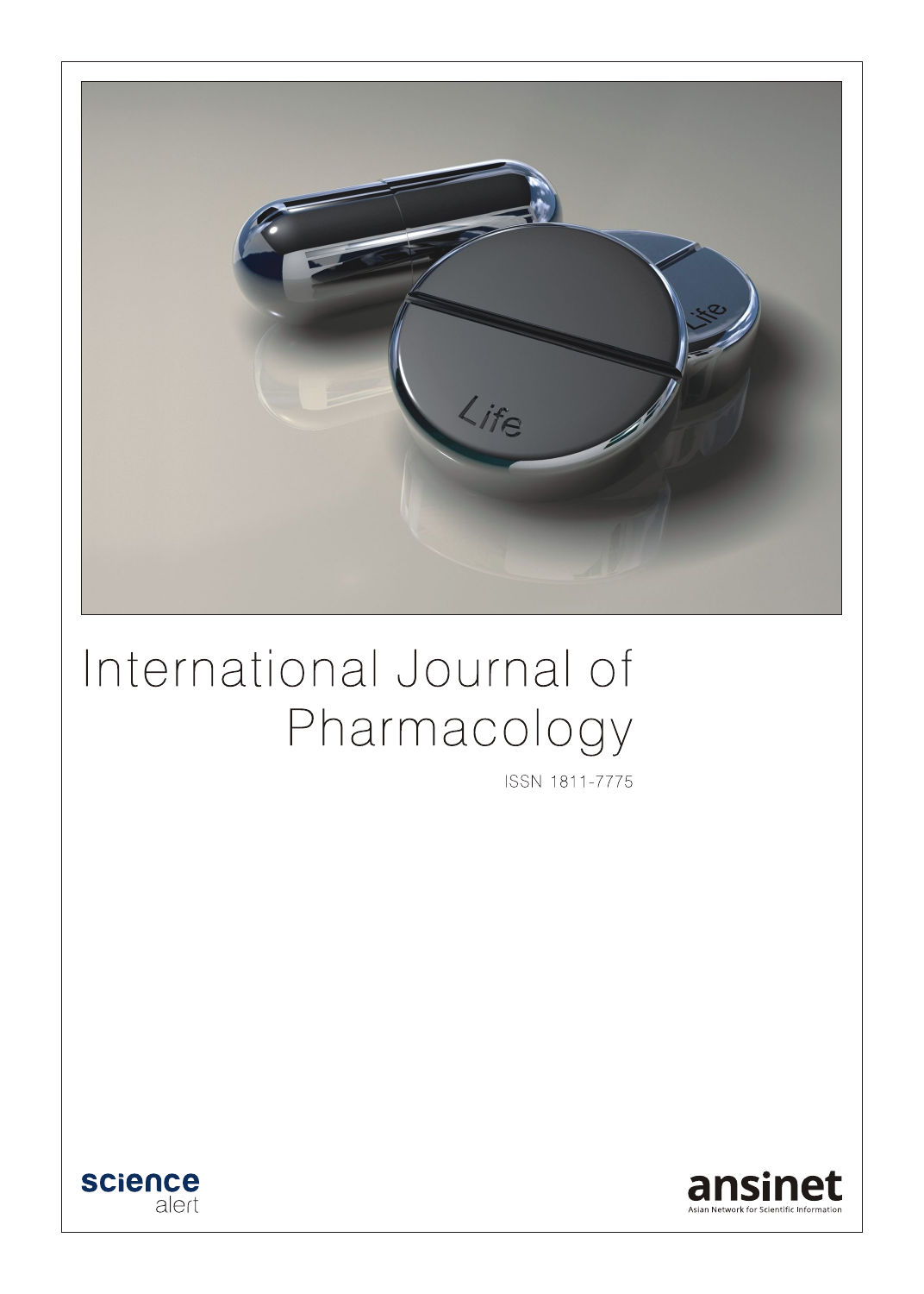# International Journal of Pharmacology

ISSN 1811-7775

science alert

ansinet

Asian Network for Scientific Information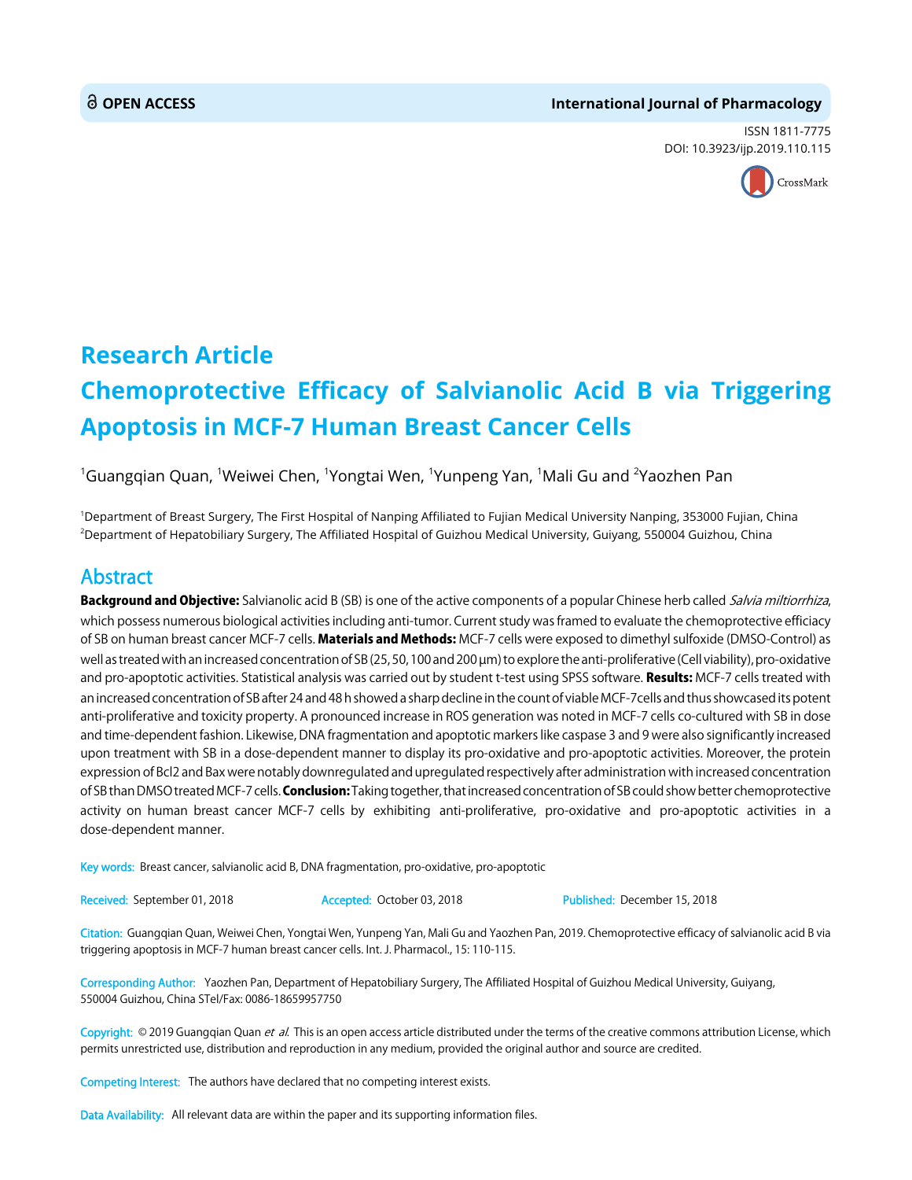**OPEN ACCESS**

**International Journal of Pharmacology**

ISSN 1811-7775
DOI: 10.3923/ijp.2019.110.115

# Research Article

# Chemoprotective Efficacy of Salvianolic Acid B via Triggering Apoptosis in MCF-7 Human Breast Cancer Cells

[1]Guangqian Quan, [1]Weiwei Chen, [1]Yongtai Wen, [1]Yunpeng Yan, [1]Mali Gu and [2]Yaozhen Pan

[1]Department of Breast Surgery, The First Hospital of Nanping Affiliated to Fujian Medical University Nanping, 353000 Fujian, China
[2]Department of Hepatobiliary Surgery, The Affiliated Hospital of Guizhou Medical University, Guiyang, 550004 Guizhou, China

## Abstract

**Background and Objective:** Salvianolic acid B (SB) is one of the active components of a popular Chinese herb called *Salvia miltiorrhiza*, which possess numerous biological activities including anti-tumor. Current study was framed to evaluate the chemoprotective efficiacy of SB on human breast cancer MCF-7 cells. **Materials and Methods:** MCF-7 cells were exposed to dimethyl sulfoxide (DMSO-Control) as well as treated with an increased concentration of SB (25, 50, 100 and 200 μm) to explore the anti-proliferative (Cell viability), pro-oxidative and pro-apoptotic activities. Statistical analysis was carried out by student t-test using SPSS software. **Results:** MCF-7 cells treated with an increased concentration of SB after 24 and 48 h showed a sharp decline in the count of viable MCF-7cells and thus showcased its potent anti-proliferative and toxicity property. A pronounced increase in ROS generation was noted in MCF-7 cells co-cultured with SB in dose and time-dependent fashion. Likewise, DNA fragmentation and apoptotic markers like caspase 3 and 9 were also significantly increased upon treatment with SB in a dose-dependent manner to display its pro-oxidative and pro-apoptotic activities. Moreover, the protein expression of Bcl2 and Bax were notably downregulated and upregulated respectively after administration with increased concentration of SB than DMSO treated MCF-7 cells. **Conclusion:** Taking together, that increased concentration of SB could show better chemoprotective activity on human breast cancer MCF-7 cells by exhibiting anti-proliferative, pro-oxidative and pro-apoptotic activities in a dose-dependent manner.

Key words: Breast cancer, salvianolic acid B, DNA fragmentation, pro-oxidative, pro-apoptotic

Received: September 01, 2018 Accepted: October 03, 2018 Published: December 15, 2018

Citation: Guangqian Quan, Weiwei Chen, Yongtai Wen, Yunpeng Yan, Mali Gu and Yaozhen Pan, 2019. Chemoprotective efficacy of salvianolic acid B via triggering apoptosis in MCF-7 human breast cancer cells. Int. J. Pharmacol., 15: 110-115.

Corresponding Author: Yaozhen Pan, Department of Hepatobiliary Surgery, The Affiliated Hospital of Guizhou Medical University, Guiyang, 550004 Guizhou, China STel/Fax: 0086-18659957750

Copyright: © 2019 Guangqian Quan *et al.* This is an open access article distributed under the terms of the creative commons attribution License, which permits unrestricted use, distribution and reproduction in any medium, provided the original author and source are credited.

Competing Interest: The authors have declared that no competing interest exists.

Data Availability: All relevant data are within the paper and its supporting information files.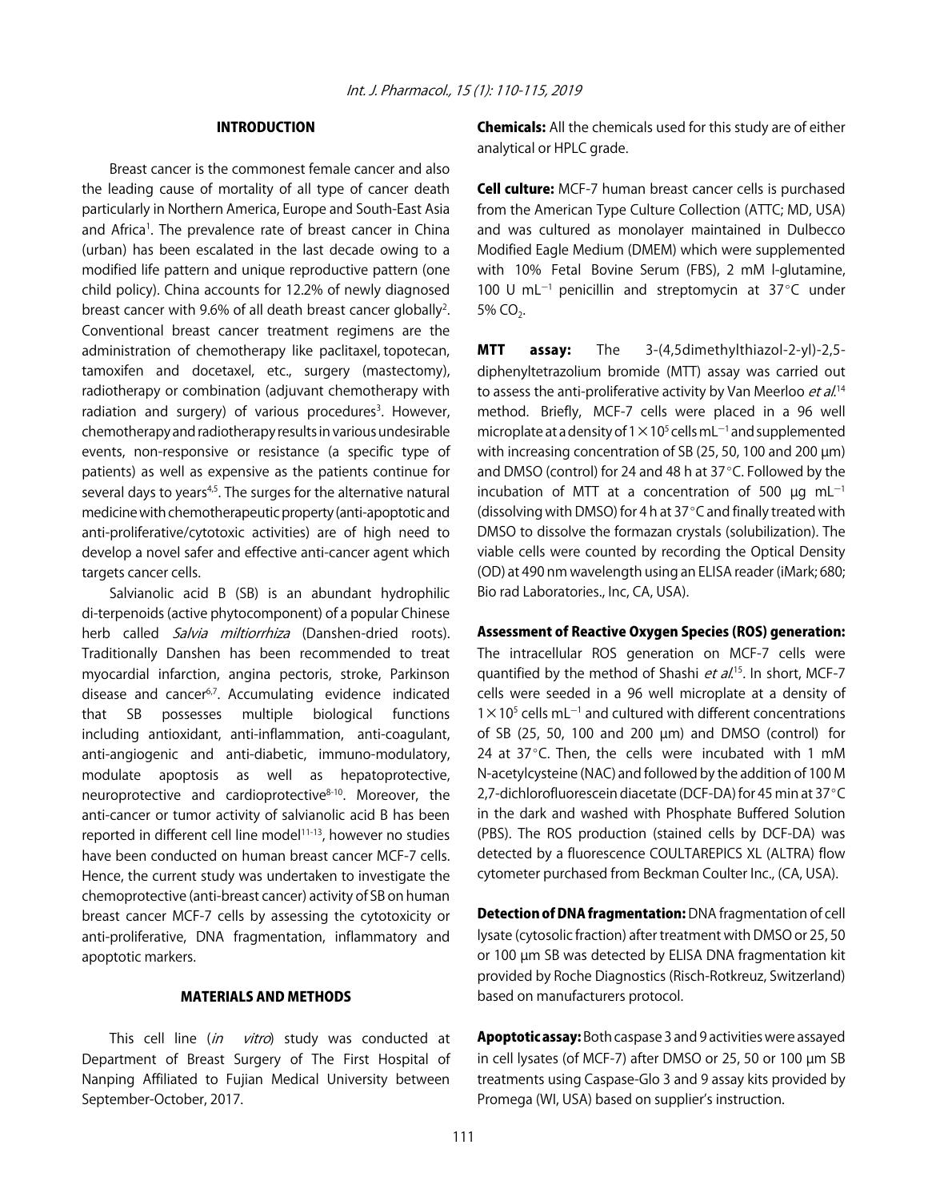## INTRODUCTION

Breast cancer is the commonest female cancer and also the leading cause of mortality of all type of cancer death particularly in Northern America, Europe and South-East Asia and Africa[1]. The prevalence rate of breast cancer in China (urban) has been escalated in the last decade owing to a modified life pattern and unique reproductive pattern (one child policy). China accounts for 12.2% of newly diagnosed breast cancer with 9.6% of all death breast cancer globally[2]. Conventional breast cancer treatment regimens are the administration of chemotherapy like paclitaxel, topotecan, tamoxifen and docetaxel, etc., surgery (mastectomy), radiotherapy or combination (adjuvant chemotherapy with radiation and surgery) of various procedures[3]. However, chemotherapy and radiotherapy results in various undesirable events, non-responsive or resistance (a specific type of patients) as well as expensive as the patients continue for several days to years[4,5]. The surges for the alternative natural medicine with chemotherapeutic property (anti-apoptotic and anti-proliferative/cytotoxic activities) are of high need to develop a novel safer and effective anti-cancer agent which targets cancer cells.

Salvianolic acid B (SB) is an abundant hydrophilic di-terpenoids (active phytocomponent) of a popular Chinese herb called *Salvia miltiorrhiza* (Danshen-dried roots). Traditionally Danshen has been recommended to treat myocardial infarction, angina pectoris, stroke, Parkinson disease and cancer[6,7]. Accumulating evidence indicated that SB possesses multiple biological functions including antioxidant, anti-inflammation, anti-coagulant, anti-angiogenic and anti-diabetic, immuno-modulatory, modulate apoptosis as well as hepatoprotective, neuroprotective and cardioprotective[8-10]. Moreover, the anti-cancer or tumor activity of salvianolic acid B has been reported in different cell line model[11-13], however no studies have been conducted on human breast cancer MCF-7 cells. Hence, the current study was undertaken to investigate the chemoprotective (anti-breast cancer) activity of SB on human breast cancer MCF-7 cells by assessing the cytotoxicity or anti-proliferative, DNA fragmentation, inflammatory and apoptotic markers.

## MATERIALS AND METHODS

This cell line (*in vitro*) study was conducted at Department of Breast Surgery of The First Hospital of Nanping Affiliated to Fujian Medical University between September-October, 2017.

**Chemicals:** All the chemicals used for this study are of either analytical or HPLC grade.

**Cell culture:** MCF-7 human breast cancer cells is purchased from the American Type Culture Collection (ATTC; MD, USA) and was cultured as monolayer maintained in Dulbecco Modified Eagle Medium (DMEM) which were supplemented with 10% Fetal Bovine Serum (FBS), 2 mM l-glutamine, 100 U $mL^{-1}$ penicillin and streptomycin at 37°C under 5% $CO_2$.

**MTT assay:** The 3-(4,5dimethylthiazol-2-yl)-2,5-diphenyltetrazolium bromide (MTT) assay was carried out to assess the anti-proliferative activity by Van Meerloo *et al.*[14] method. Briefly, MCF-7 cells were placed in a 96 well microplate at a density of $1\times10^5$ cells $mL^{-1}$ and supplemented with increasing concentration of SB (25, 50, 100 and 200 μm) and DMSO (control) for 24 and 48 h at 37°C. Followed by the incubation of MTT at a concentration of 500 μg $mL^{-1}$ (dissolving with DMSO) for 4 h at 37°C and finally treated with DMSO to dissolve the formazan crystals (solubilization). The viable cells were counted by recording the Optical Density (OD) at 490 nm wavelength using an ELISA reader (iMark; 680; Bio rad Laboratories., Inc, CA, USA).

**Assessment of Reactive Oxygen Species (ROS) generation:** The intracellular ROS generation on MCF-7 cells were quantified by the method of Shashi *et al.*[15]. In short, MCF-7 cells were seeded in a 96 well microplate at a density of $1\times10^5$ cells $mL^{-1}$ and cultured with different concentrations of SB (25, 50, 100 and 200 μm) and DMSO (control) for 24 at 37°C. Then, the cells were incubated with 1 mM N-acetylcysteine (NAC) and followed by the addition of 100 M 2,7-dichlorofluorescein diacetate (DCF-DA) for 45 min at 37°C in the dark and washed with Phosphate Buffered Solution (PBS). The ROS production (stained cells by DCF-DA) was detected by a fluorescence COULTAREPICS XL (ALTRA) flow cytometer purchased from Beckman Coulter Inc., (CA, USA).

**Detection of DNA fragmentation:** DNA fragmentation of cell lysate (cytosolic fraction) after treatment with DMSO or 25, 50 or 100 μm SB was detected by ELISA DNA fragmentation kit provided by Roche Diagnostics (Risch-Rotkreuz, Switzerland) based on manufacturers protocol.

**Apoptotic assay:** Both caspase 3 and 9 activities were assayed in cell lysates (of MCF-7) after DMSO or 25, 50 or 100 μm SB treatments using Caspase-Glo 3 and 9 assay kits provided by Promega (WI, USA) based on supplier's instruction.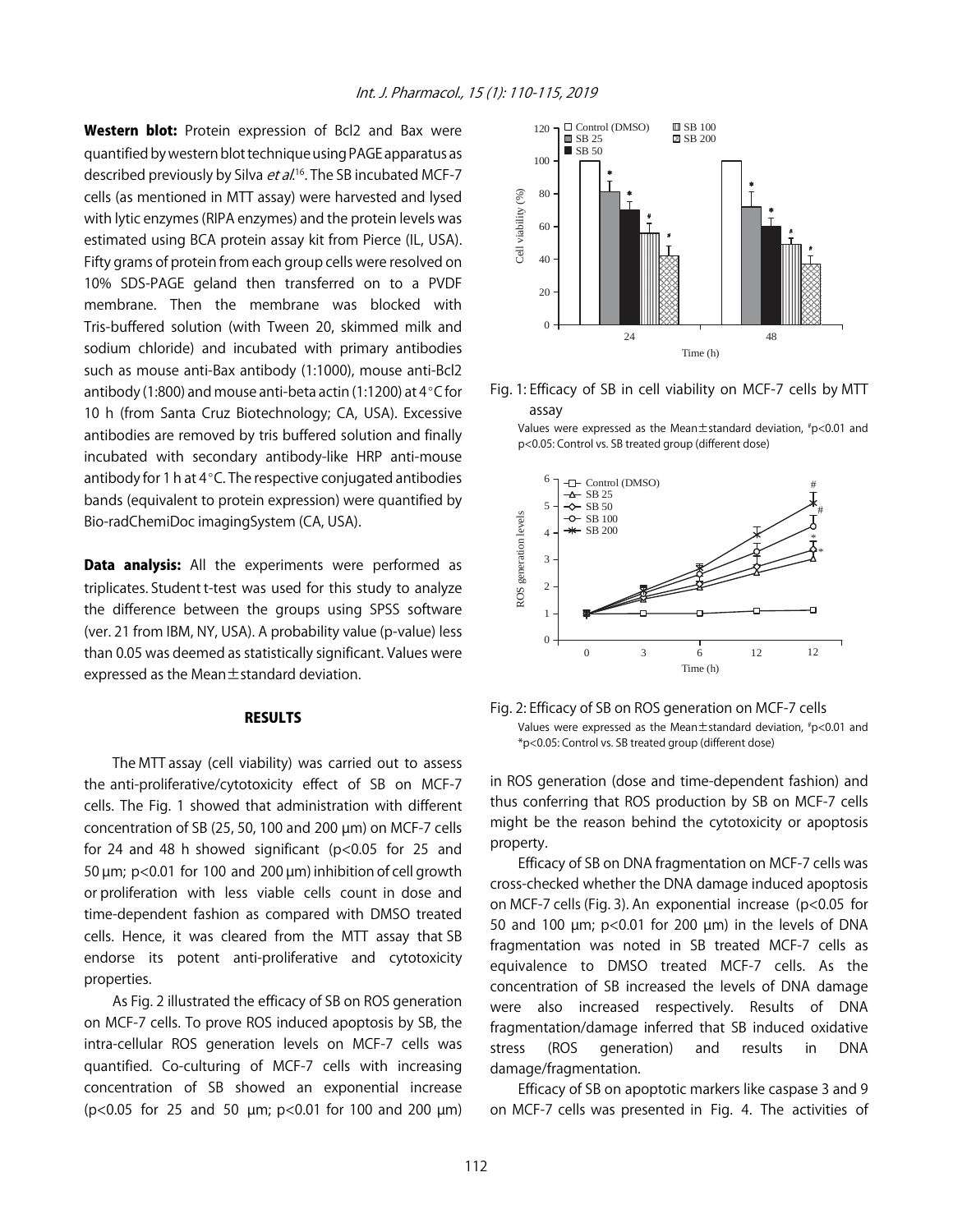**Western blot:** Protein expression of Bcl2 and Bax were quantified by western blot technique using PAGE apparatus as described previously by Silva *et al.*[16]. The SB incubated MCF-7 cells (as mentioned in MTT assay) were harvested and lysed with lytic enzymes (RIPA enzymes) and the protein levels was estimated using BCA protein assay kit from Pierce (IL, USA). Fifty grams of protein from each group cells were resolved on 10% SDS-PAGE geland then transferred on to a PVDF membrane. Then the membrane was blocked with Tris-buffered solution (with Tween 20, skimmed milk and sodium chloride) and incubated with primary antibodies such as mouse anti-Bax antibody (1:1000), mouse anti-Bcl2 antibody (1:800) and mouse anti-beta actin (1:1200) at 4°C for 10 h (from Santa Cruz Biotechnology; CA, USA). Excessive antibodies are removed by tris buffered solution and finally incubated with secondary antibody-like HRP anti-mouse antibody for 1 h at 4°C. The respective conjugated antibodies bands (equivalent to protein expression) were quantified by Bio-radChemiDoc imagingSystem (CA, USA).

**Data analysis:** All the experiments were performed as triplicates. Student t-test was used for this study to analyze the difference between the groups using SPSS software (ver. 21 from IBM, NY, USA). A probability value (p-value) less than 0.05 was deemed as statistically significant. Values were expressed as the Mean±standard deviation.

## RESULTS

The MTT assay (cell viability) was carried out to assess the anti-proliferative/cytotoxicity effect of SB on MCF-7 cells. The Fig. 1 showed that administration with different concentration of SB (25, 50, 100 and 200 µm) on MCF-7 cells for 24 and 48 h showed significant ($p<0.05$ for 25 and 50 µm; $p<0.01$ for 100 and 200 µm) inhibition of cell growth or proliferation with less viable cells count in dose and time-dependent fashion as compared with DMSO treated cells. Hence, it was cleared from the MTT assay that SB endorse its potent anti-proliferative and cytotoxicity properties.

Fig. 1: Efficacy of SB in cell viability on MCF-7 cells by MTT assay

Values were expressed as the Mean±standard deviation, #p<0.01 and p<0.05: Control vs. SB treated group (different dose)

As Fig. 2 illustrated the efficacy of SB on ROS generation on MCF-7 cells. To prove ROS induced apoptosis by SB, the intra-cellular ROS generation levels on MCF-7 cells was quantified. Co-culturing of MCF-7 cells with increasing concentration of SB showed an exponential increase ($p<0.05$ for 25 and 50 µm; $p<0.01$ for 100 and 200 µm) in ROS generation (dose and time-dependent fashion) and thus conferring that ROS production by SB on MCF-7 cells might be the reason behind the cytotoxicity or apoptosis property.

Fig. 2: Efficacy of SB on ROS generation on MCF-7 cells

Values were expressed as the Mean±standard deviation, #p<0.01 and *p<0.05: Control vs. SB treated group (different dose)

Efficacy of SB on DNA fragmentation on MCF-7 cells was cross-checked whether the DNA damage induced apoptosis on MCF-7 cells (Fig. 3). An exponential increase ($p<0.05$ for 50 and 100 µm; $p<0.01$ for 200 µm) in the levels of DNA fragmentation was noted in SB treated MCF-7 cells as equivalence to DMSO treated MCF-7 cells. As the concentration of SB increased the levels of DNA damage were also increased respectively. Results of DNA fragmentation/damage inferred that SB induced oxidative stress (ROS generation) and results in DNA damage/fragmentation.

Efficacy of SB on apoptotic markers like caspase 3 and 9 on MCF-7 cells was presented in Fig. 4. The activities of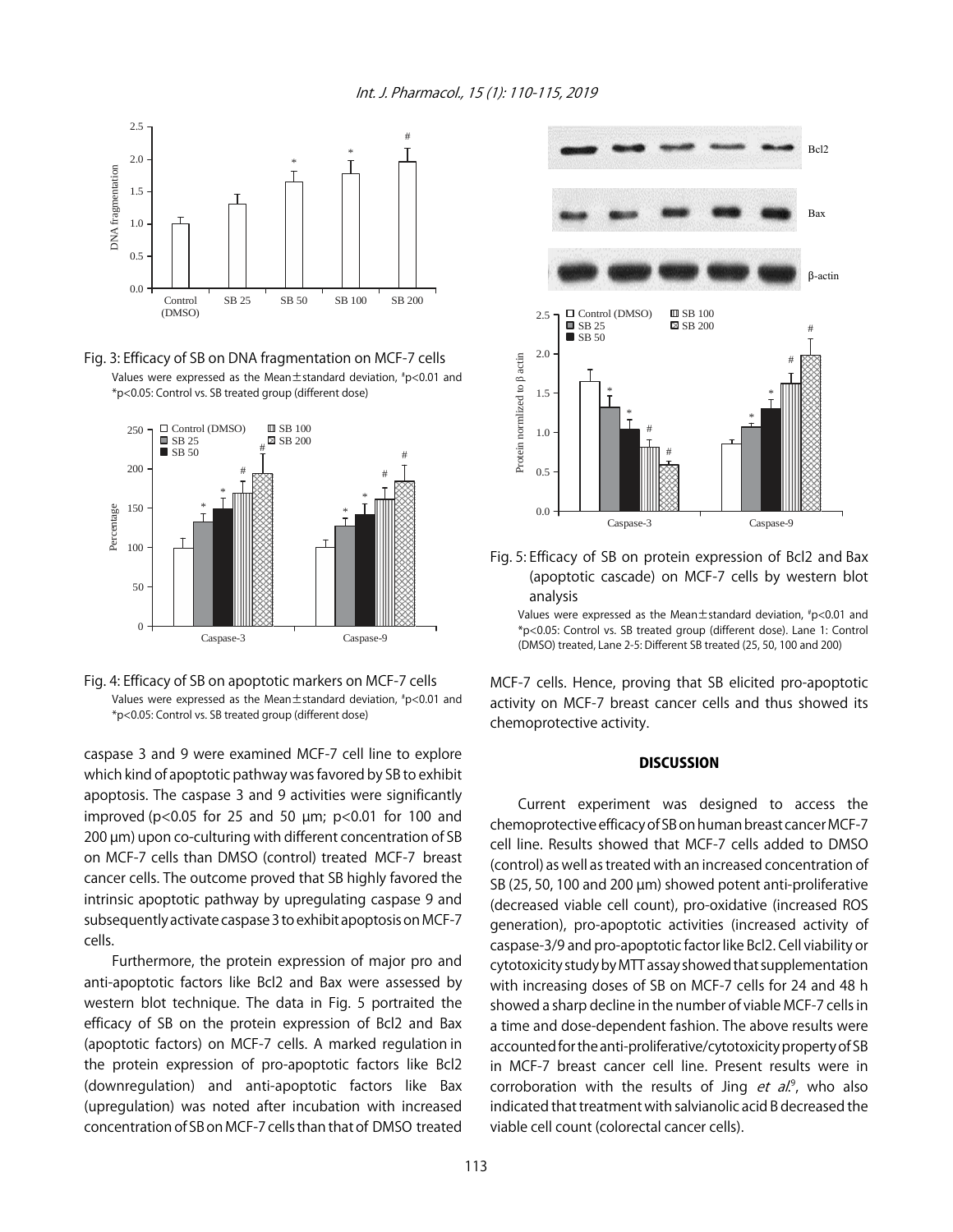Fig. 3: Efficacy of SB on DNA fragmentation on MCF-7 cells

Values were expressed as the Mean±standard deviation, #p<0.01 and *p<0.05: Control vs. SB treated group (different dose)

Fig. 4: Efficacy of SB on apoptotic markers on MCF-7 cells

Values were expressed as the Mean±standard deviation, #p<0.01 and *p<0.05: Control vs. SB treated group (different dose)

caspase 3 and 9 were examined MCF-7 cell line to explore which kind of apoptotic pathway was favored by SB to exhibit apoptosis. The caspase 3 and 9 activities were significantly improved ($p<0.05$ for 25 and 50 µm; $p<0.01$ for 100 and 200 µm) upon co-culturing with different concentration of SB on MCF-7 cells than DMSO (control) treated MCF-7 breast cancer cells. The outcome proved that SB highly favored the intrinsic apoptotic pathway by upregulating caspase 9 and subsequently activate caspase 3 to exhibit apoptosis on MCF-7 cells.

Furthermore, the protein expression of major pro and anti-apoptotic factors like Bcl2 and Bax were assessed by western blot technique. The data in Fig. 5 portraited the efficacy of SB on the protein expression of Bcl2 and Bax (apoptotic factors) on MCF-7 cells. A marked regulation in the protein expression of pro-apoptotic factors like Bcl2 (downregulation) and anti-apoptotic factors like Bax (upregulation) was noted after incubation with increased concentration of SB on MCF-7 cells than that of DMSO treated MCF-7 cells. Hence, proving that SB elicited pro-apoptotic activity on MCF-7 breast cancer cells and thus showed its chemoprotective activity.

Fig. 5: Efficacy of SB on protein expression of Bcl2 and Bax (apoptotic cascade) on MCF-7 cells by western blot analysis

Values were expressed as the Mean±standard deviation, #p<0.01 and *p<0.05: Control vs. SB treated group (different dose). Lane 1: Control (DMSO) treated, Lane 2-5: Different SB treated (25, 50, 100 and 200)

## DISCUSSION

Current experiment was designed to access the chemoprotective efficacy of SB on human breast cancer MCF-7 cell line. Results showed that MCF-7 cells added to DMSO (control) as well as treated with an increased concentration of SB (25, 50, 100 and 200 µm) showed potent anti-proliferative (decreased viable cell count), pro-oxidative (increased ROS generation), pro-apoptotic activities (increased activity of caspase-3/9 and pro-apoptotic factor like Bcl2. Cell viability or cytotoxicity study by MTT assay showed that supplementation with increasing doses of SB on MCF-7 cells for 24 and 48 h showed a sharp decline in the number of viable MCF-7 cells in a time and dose-dependent fashion. The above results were accounted for the anti-proliferative/cytotoxicity property of SB in MCF-7 breast cancer cell line. Present results were in corroboration with the results of Jing *et al*.[9], who also indicated that treatment with salvianolic acid B decreased the viable cell count (colorectal cancer cells).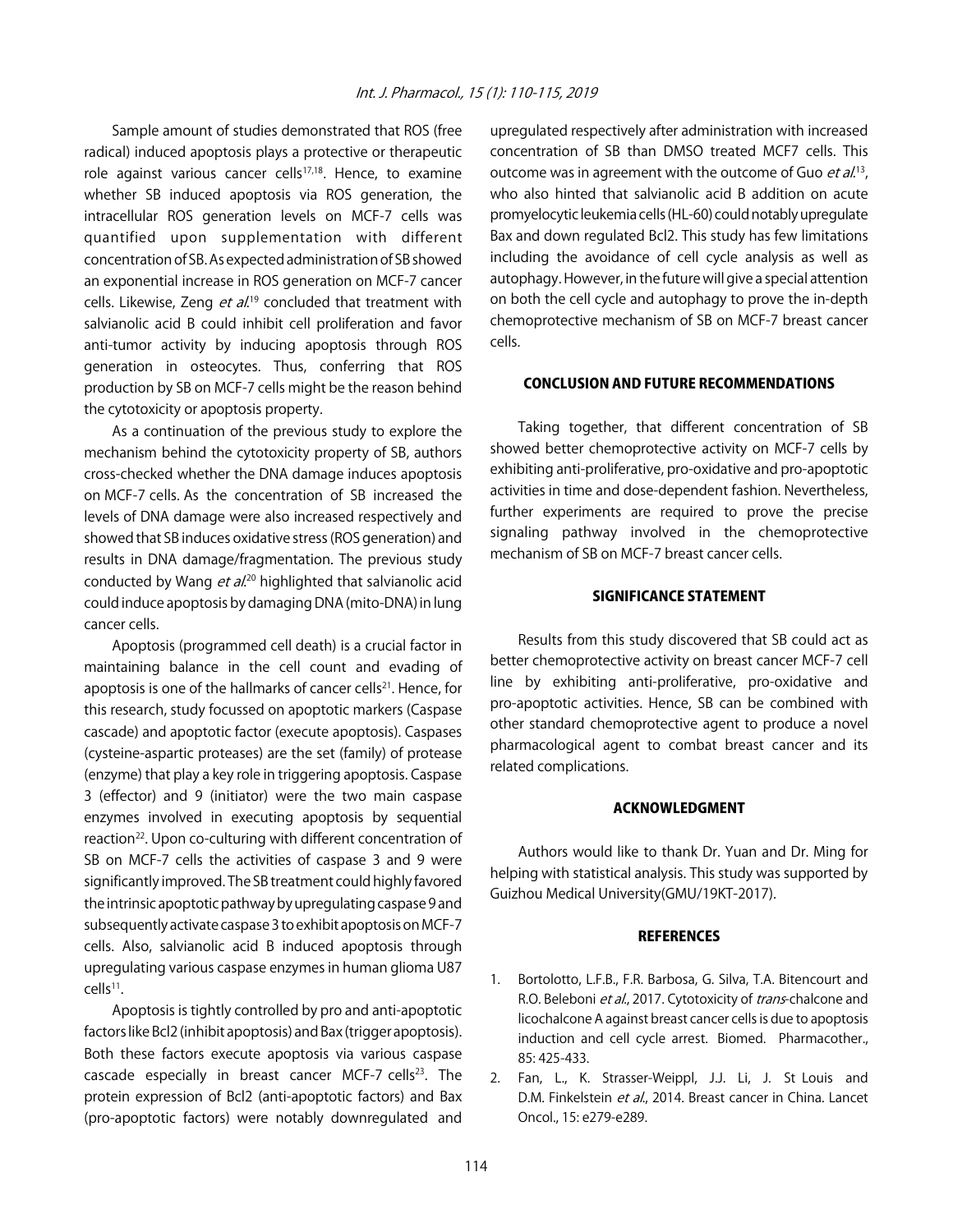Sample amount of studies demonstrated that ROS (free radical) induced apoptosis plays a protective or therapeutic role against various cancer cells[17,18]. Hence, to examine whether SB induced apoptosis via ROS generation, the intracellular ROS generation levels on MCF-7 cells was quantified upon supplementation with different concentration of SB. As expected administration of SB showed an exponential increase in ROS generation on MCF-7 cancer cells. Likewise, Zeng *et al.*[19] concluded that treatment with salvianolic acid B could inhibit cell proliferation and favor anti-tumor activity by inducing apoptosis through ROS generation in osteocytes. Thus, conferring that ROS production by SB on MCF-7 cells might be the reason behind the cytotoxicity or apoptosis property.

As a continuation of the previous study to explore the mechanism behind the cytotoxicity property of SB, authors cross-checked whether the DNA damage induces apoptosis on MCF-7 cells. As the concentration of SB increased the levels of DNA damage were also increased respectively and showed that SB induces oxidative stress (ROS generation) and results in DNA damage/fragmentation. The previous study conducted by Wang *et al.*[20] highlighted that salvianolic acid could induce apoptosis by damaging DNA (mito-DNA) in lung cancer cells.

Apoptosis (programmed cell death) is a crucial factor in maintaining balance in the cell count and evading of apoptosis is one of the hallmarks of cancer cells[21]. Hence, for this research, study focussed on apoptotic markers (Caspase cascade) and apoptotic factor (execute apoptosis). Caspases (cysteine-aspartic proteases) are the set (family) of protease (enzyme) that play a key role in triggering apoptosis. Caspase 3 (effector) and 9 (initiator) were the two main caspase enzymes involved in executing apoptosis by sequential reaction[22]. Upon co-culturing with different concentration of SB on MCF-7 cells the activities of caspase 3 and 9 were significantly improved. The SB treatment could highly favored the intrinsic apoptotic pathway by upregulating caspase 9 and subsequently activate caspase 3 to exhibit apoptosis on MCF-7 cells. Also, salvianolic acid B induced apoptosis through upregulating various caspase enzymes in human glioma U87 cells[11].

Apoptosis is tightly controlled by pro and anti-apoptotic factors like Bcl2 (inhibit apoptosis) and Bax (trigger apoptosis). Both these factors execute apoptosis via various caspase cascade especially in breast cancer MCF-7 cells[23]. The protein expression of Bcl2 (anti-apoptotic factors) and Bax (pro-apoptotic factors) were notably downregulated and upregulated respectively after administration with increased concentration of SB than DMSO treated MCF7 cells. This outcome was in agreement with the outcome of Guo *et al.*[13], who also hinted that salvianolic acid B addition on acute promyelocytic leukemia cells (HL-60) could notably upregulate Bax and down regulated Bcl2. This study has few limitations including the avoidance of cell cycle analysis as well as autophagy. However, in the future will give a special attention on both the cell cycle and autophagy to prove the in-depth chemoprotective mechanism of SB on MCF-7 breast cancer cells.

## CONCLUSION AND FUTURE RECOMMENDATIONS

Taking together, that different concentration of SB showed better chemoprotective activity on MCF-7 cells by exhibiting anti-proliferative, pro-oxidative and pro-apoptotic activities in time and dose-dependent fashion. Nevertheless, further experiments are required to prove the precise signaling pathway involved in the chemoprotective mechanism of SB on MCF-7 breast cancer cells.

## SIGNIFICANCE STATEMENT

Results from this study discovered that SB could act as better chemoprotective activity on breast cancer MCF-7 cell line by exhibiting anti-proliferative, pro-oxidative and pro-apoptotic activities. Hence, SB can be combined with other standard chemoprotective agent to produce a novel pharmacological agent to combat breast cancer and its related complications.

## ACKNOWLEDGMENT

Authors would like to thank Dr. Yuan and Dr. Ming for helping with statistical analysis. This study was supported by Guizhou Medical University(GMU/19KT-2017).

## REFERENCES

1. Bortolotto, L.F.B., F.R. Barbosa, G. Silva, T.A. Bitencourt and R.O. Beleboni *et al.*, 2017. Cytotoxicity of *trans*-chalcone and licochalcone A against breast cancer cells is due to apoptosis induction and cell cycle arrest. Biomed. Pharmacother., 85: 425-433.
2. Fan, L., K. Strasser-Weippl, J.J. Li, J. St Louis and D.M. Finkelstein *et al.*, 2014. Breast cancer in China. Lancet Oncol., 15: e279-e289.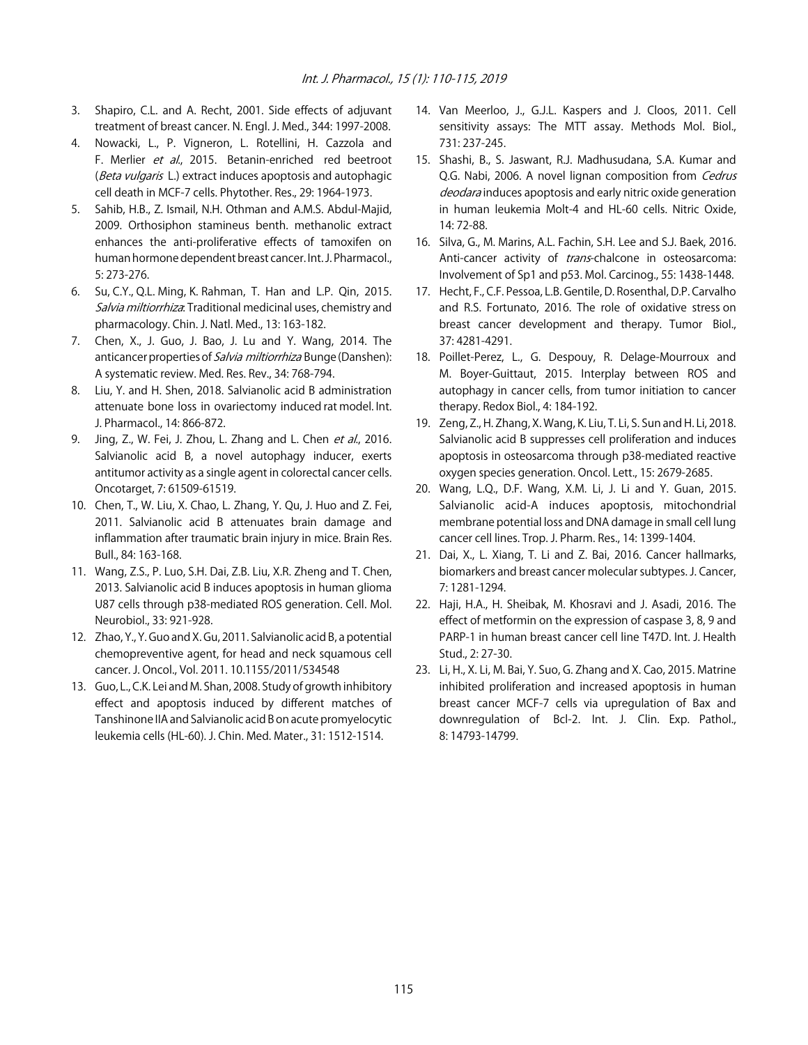3. Shapiro, C.L. and A. Recht, 2001. Side effects of adjuvant treatment of breast cancer. N. Engl. J. Med., 344: 1997-2008.
4. Nowacki, L., P. Vigneron, L. Rotellini, H. Cazzola and F. Merlier *et al*., 2015. Betanin-enriched red beetroot (*Beta vulgaris* L.) extract induces apoptosis and autophagic cell death in MCF-7 cells. Phytother. Res., 29: 1964-1973.
5. Sahib, H.B., Z. Ismail, N.H. Othman and A.M.S. Abdul-Majid, 2009. Orthosiphon stamineus benth. methanolic extract enhances the anti-proliferative effects of tamoxifen on human hormone dependent breast cancer. Int. J. Pharmacol., 5: 273-276.
6. Su, C.Y., Q.L. Ming, K. Rahman, T. Han and L.P. Qin, 2015. *Salvia miltiorrhiza*: Traditional medicinal uses, chemistry and pharmacology. Chin. J. Natl. Med., 13: 163-182.
7. Chen, X., J. Guo, J. Bao, J. Lu and Y. Wang, 2014. The anticancer properties of *Salvia miltiorrhiza* Bunge (Danshen): A systematic review. Med. Res. Rev., 34: 768-794.
8. Liu, Y. and H. Shen, 2018. Salvianolic acid B administration attenuate bone loss in ovariectomy induced rat model. Int. J. Pharmacol., 14: 866-872.
9. Jing, Z., W. Fei, J. Zhou, L. Zhang and L. Chen *et al*., 2016. Salvianolic acid B, a novel autophagy inducer, exerts antitumor activity as a single agent in colorectal cancer cells. Oncotarget, 7: 61509-61519.
10. Chen, T., W. Liu, X. Chao, L. Zhang, Y. Qu, J. Huo and Z. Fei, 2011. Salvianolic acid B attenuates brain damage and inflammation after traumatic brain injury in mice. Brain Res. Bull., 84: 163-168.
11. Wang, Z.S., P. Luo, S.H. Dai, Z.B. Liu, X.R. Zheng and T. Chen, 2013. Salvianolic acid B induces apoptosis in human glioma U87 cells through p38-mediated ROS generation. Cell. Mol. Neurobiol., 33: 921-928.
12. Zhao, Y., Y. Guo and X. Gu, 2011. Salvianolic acid B, a potential chemopreventive agent, for head and neck squamous cell cancer. J. Oncol., Vol. 2011. 10.1155/2011/534548
13. Guo, L., C.K. Lei and M. Shan, 2008. Study of growth inhibitory effect and apoptosis induced by different matches of Tanshinone IIA and Salvianolic acid B on acute promyelocytic leukemia cells (HL-60). J. Chin. Med. Mater., 31: 1512-1514.
14. Van Meerloo, J., G.J.L. Kaspers and J. Cloos, 2011. Cell sensitivity assays: The MTT assay. Methods Mol. Biol., 731: 237-245.
15. Shashi, B., S. Jaswant, R.J. Madhusudana, S.A. Kumar and Q.G. Nabi, 2006. A novel lignan composition from *Cedrus deodara* induces apoptosis and early nitric oxide generation in human leukemia Molt-4 and HL-60 cells. Nitric Oxide, 14: 72-88.
16. Silva, G., M. Marins, A.L. Fachin, S.H. Lee and S.J. Baek, 2016. Anti-cancer activity of *trans*-chalcone in osteosarcoma: Involvement of Sp1 and p53. Mol. Carcinog., 55: 1438-1448.
17. Hecht, F., C.F. Pessoa, L.B. Gentile, D. Rosenthal, D.P. Carvalho and R.S. Fortunato, 2016. The role of oxidative stress on breast cancer development and therapy. Tumor Biol., 37: 4281-4291.
18. Poillet-Perez, L., G. Despouy, R. Delage-Mourroux and M. Boyer-Guittaut, 2015. Interplay between ROS and autophagy in cancer cells, from tumor initiation to cancer therapy. Redox Biol., 4: 184-192.
19. Zeng, Z., H. Zhang, X. Wang, K. Liu, T. Li, S. Sun and H. Li, 2018. Salvianolic acid B suppresses cell proliferation and induces apoptosis in osteosarcoma through p38-mediated reactive oxygen species generation. Oncol. Lett., 15: 2679-2685.
20. Wang, L.Q., D.F. Wang, X.M. Li, J. Li and Y. Guan, 2015. Salvianolic acid-A induces apoptosis, mitochondrial membrane potential loss and DNA damage in small cell lung cancer cell lines. Trop. J. Pharm. Res., 14: 1399-1404.
21. Dai, X., L. Xiang, T. Li and Z. Bai, 2016. Cancer hallmarks, biomarkers and breast cancer molecular subtypes. J. Cancer, 7: 1281-1294.
22. Haji, H.A., H. Sheibak, M. Khosravi and J. Asadi, 2016. The effect of metformin on the expression of caspase 3, 8, 9 and PARP-1 in human breast cancer cell line T47D. Int. J. Health Stud., 2: 27-30.
23. Li, H., X. Li, M. Bai, Y. Suo, G. Zhang and X. Cao, 2015. Matrine inhibited proliferation and increased apoptosis in human breast cancer MCF-7 cells via upregulation of Bax and downregulation of Bcl-2. Int. J. Clin. Exp. Pathol., 8: 14793-14799.